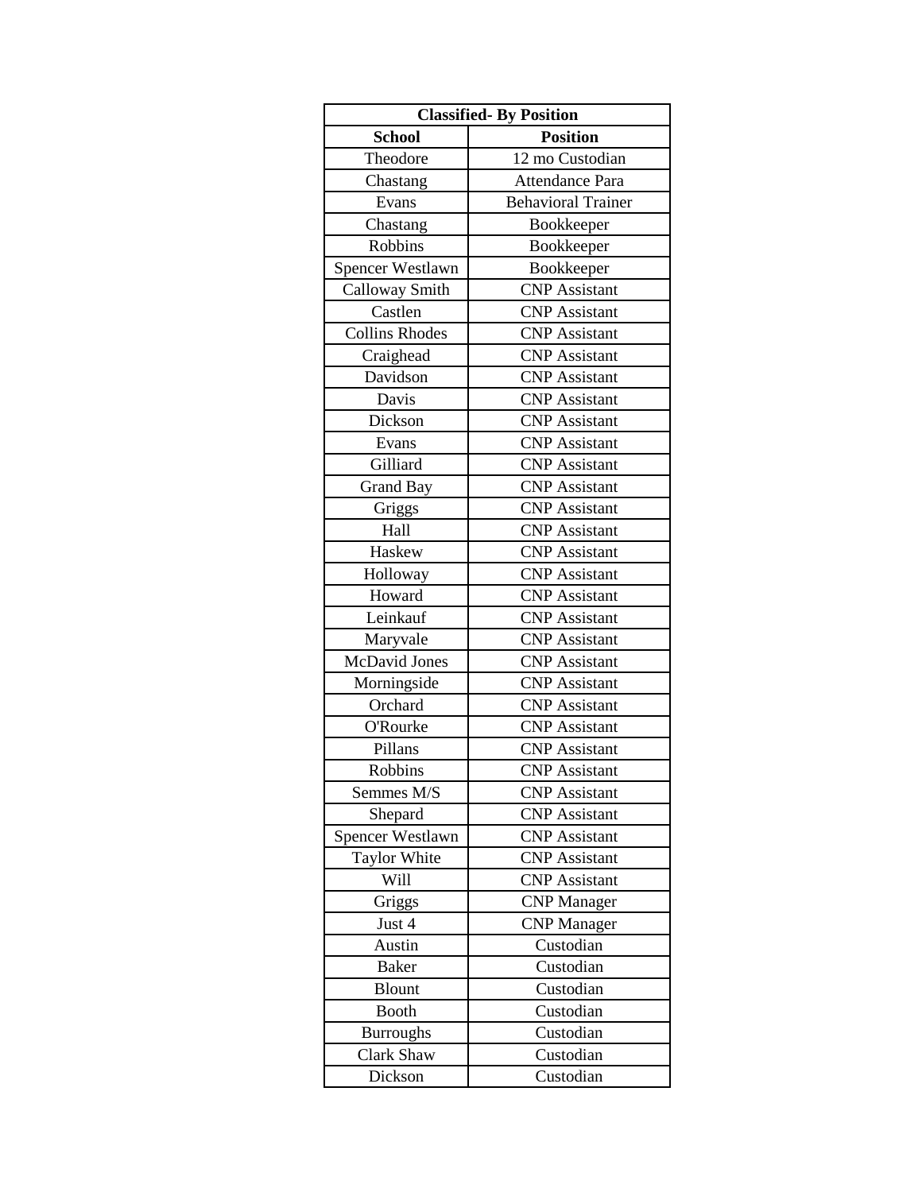| Classified- By Position | |
|---|---|
| **School** | **Position** |
| Theodore | 12 mo Custodian |
| Chastang | Attendance Para |
| Evans | Behavioral Trainer |
| Chastang | Bookkeeper |
| Robbins | Bookkeeper |
| Spencer Westlawn | Bookkeeper |
| Calloway Smith | CNP Assistant |
| Castlen | CNP Assistant |
| Collins Rhodes | CNP Assistant |
| Craighead | CNP Assistant |
| Davidson | CNP Assistant |
| Davis | CNP Assistant |
| Dickson | CNP Assistant |
| Evans | CNP Assistant |
| Gilliard | CNP Assistant |
| Grand Bay | CNP Assistant |
| Griggs | CNP Assistant |
| Hall | CNP Assistant |
| Haskew | CNP Assistant |
| Holloway | CNP Assistant |
| Howard | CNP Assistant |
| Leinkauf | CNP Assistant |
| Maryvale | CNP Assistant |
| McDavid Jones | CNP Assistant |
| Morningside | CNP Assistant |
| Orchard | CNP Assistant |
| O'Rourke | CNP Assistant |
| Pillans | CNP Assistant |
| Robbins | CNP Assistant |
| Semmes M/S | CNP Assistant |
| Shepard | CNP Assistant |
| Spencer Westlawn | CNP Assistant |
| Taylor White | CNP Assistant |
| Will | CNP Assistant |
| Griggs | CNP Manager |
| Just 4 | CNP Manager |
| Austin | Custodian |
| Baker | Custodian |
| Blount | Custodian |
| Booth | Custodian |
| Burroughs | Custodian |
| Clark Shaw | Custodian |
| Dickson | Custodian |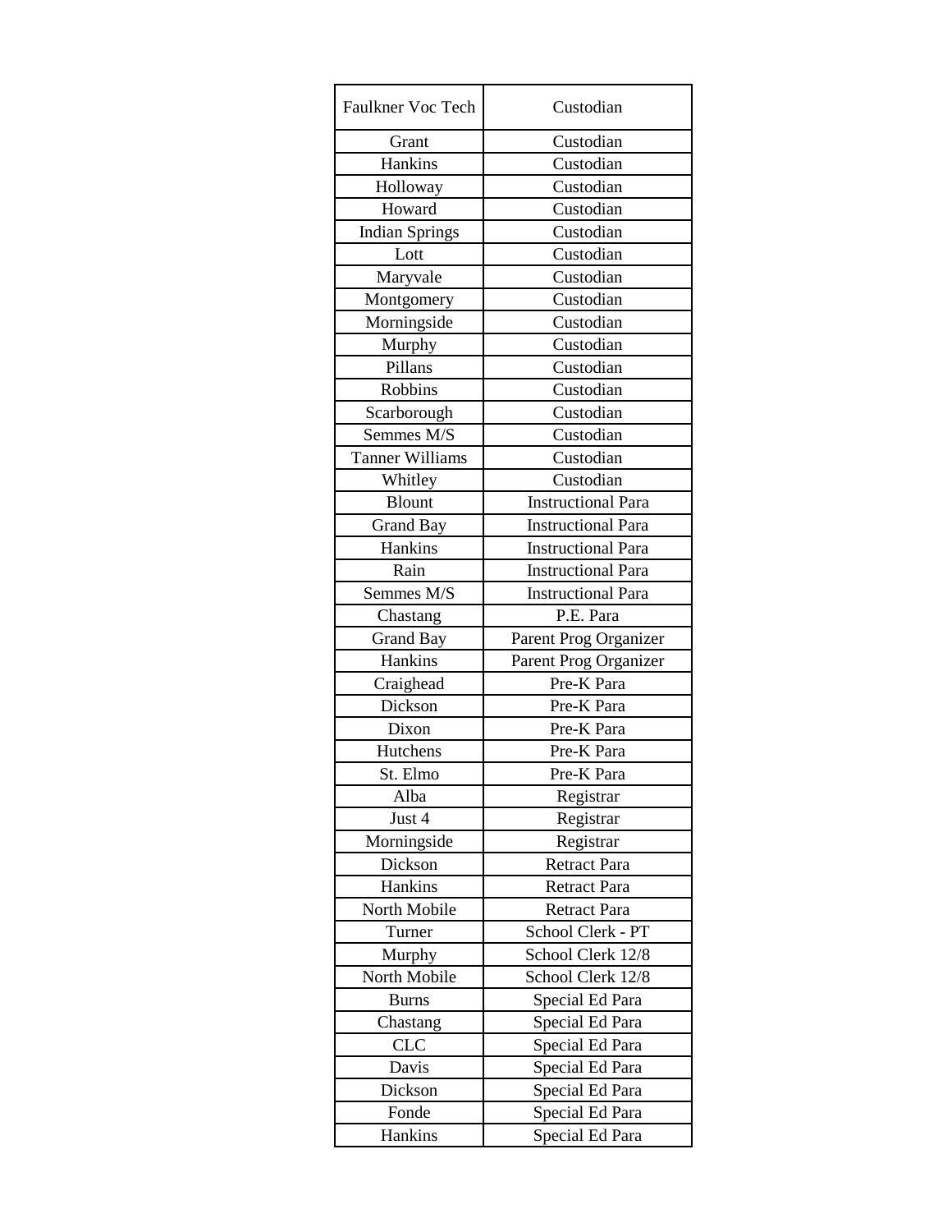| Faulkner Voc Tech | Custodian |
|---|---|
| Grant | Custodian |
| Hankins | Custodian |
| Holloway | Custodian |
| Howard | Custodian |
| Indian Springs | Custodian |
| Lott | Custodian |
| Maryvale | Custodian |
| Montgomery | Custodian |
| Morningside | Custodian |
| Murphy | Custodian |
| Pillans | Custodian |
| Robbins | Custodian |
| Scarborough | Custodian |
| Semmes M/S | Custodian |
| Tanner Williams | Custodian |
| Whitley | Custodian |
| Blount | Instructional Para |
| Grand Bay | Instructional Para |
| Hankins | Instructional Para |
| Rain | Instructional Para |
| Semmes M/S | Instructional Para |
| Chastang | P.E. Para |
| Grand Bay | Parent Prog Organizer |
| Hankins | Parent Prog Organizer |
| Craighead | Pre-K Para |
| Dickson | Pre-K Para |
| Dixon | Pre-K Para |
| Hutchens | Pre-K Para |
| St. Elmo | Pre-K Para |
| Alba | Registrar |
| Just 4 | Registrar |
| Morningside | Registrar |
| Dickson | Retract Para |
| Hankins | Retract Para |
| North Mobile | Retract Para |
| Turner | School Clerk - PT |
| Murphy | School Clerk 12/8 |
| North Mobile | School Clerk 12/8 |
| Burns | Special Ed Para |
| Chastang | Special Ed Para |
| CLC | Special Ed Para |
| Davis | Special Ed Para |
| Dickson | Special Ed Para |
| Fonde | Special Ed Para |
| Hankins | Special Ed Para |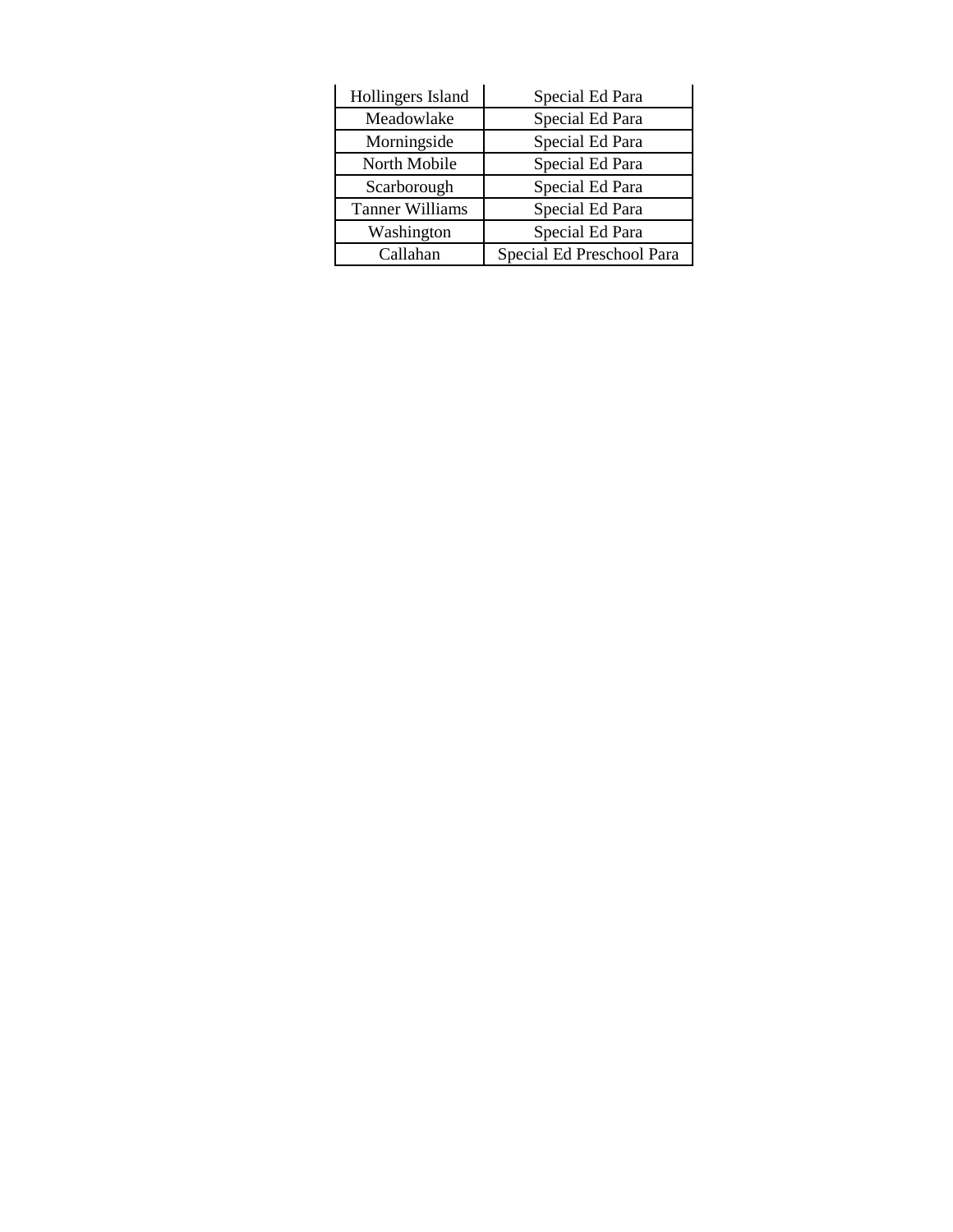| | |
|---|---|
| Hollingers Island | Special Ed Para |
| Meadowlake | Special Ed Para |
| Morningside | Special Ed Para |
| North Mobile | Special Ed Para |
| Scarborough | Special Ed Para |
| Tanner Williams | Special Ed Para |
| Washington | Special Ed Para |
| Callahan | Special Ed Preschool Para |